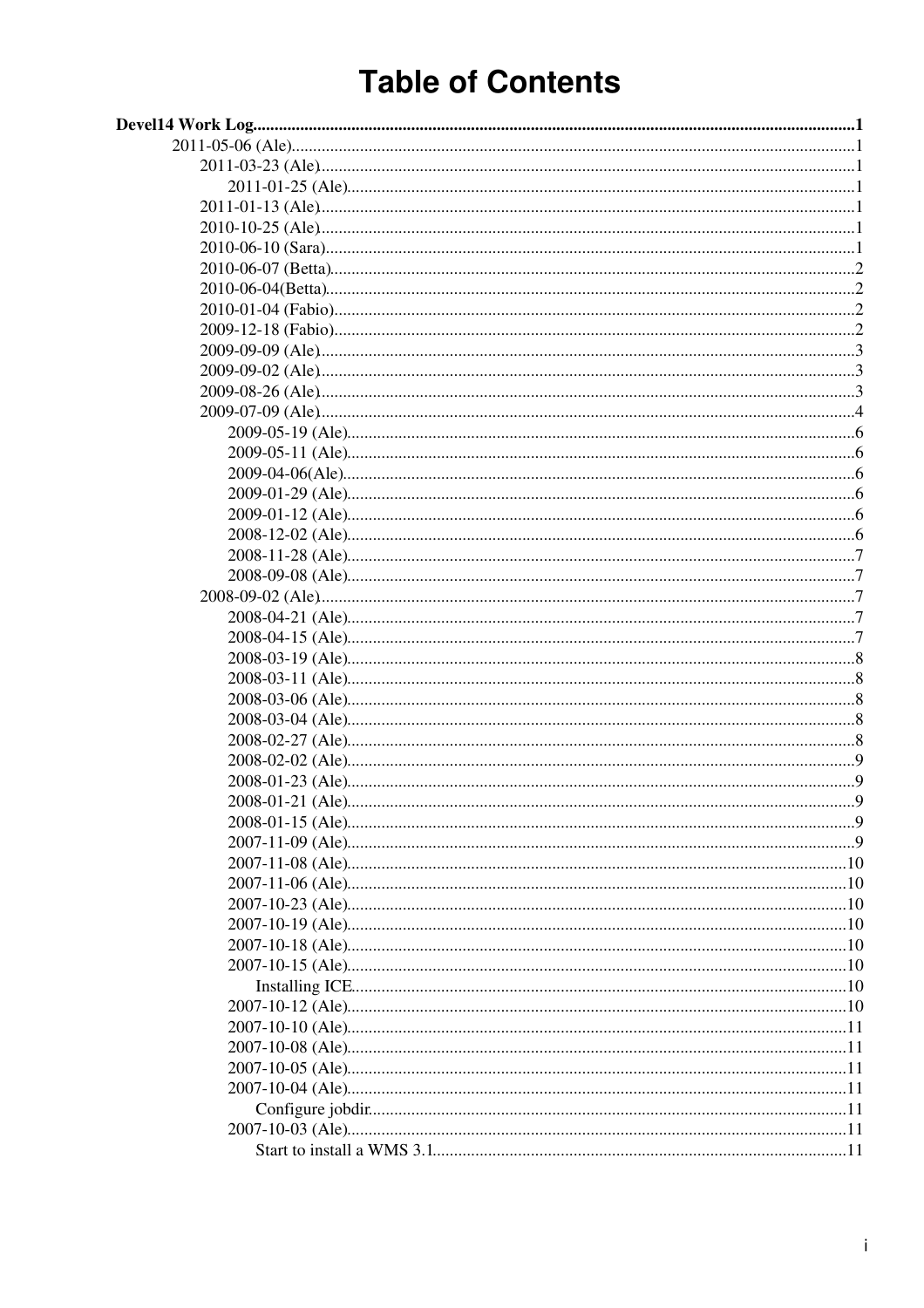# Table of Contents

- **Devel14 Work Log** .......... 1
  - 2011-05-06 (Ale) .......... 1
    - 2011-03-23 (Ale) .......... 1
      - 2011-01-25 (Ale) .......... 1
    - 2011-01-13 (Ale) .......... 1
    - 2010-10-25 (Ale) .......... 1
    - 2010-06-10 (Sara) .......... 1
    - 2010-06-07 (Betta) .......... 2
    - 2010-06-04(Betta) .......... 2
    - 2010-01-04 (Fabio) .......... 2
    - 2009-12-18 (Fabio) .......... 2
    - 2009-09-09 (Ale) .......... 3
    - 2009-09-02 (Ale) .......... 3
    - 2009-08-26 (Ale) .......... 3
    - 2009-07-09 (Ale) .......... 4
      - 2009-05-19 (Ale) .......... 6
      - 2009-05-11 (Ale) .......... 6
      - 2009-04-06(Ale) .......... 6
      - 2009-01-29 (Ale) .......... 6
      - 2009-01-12 (Ale) .......... 6
      - 2008-12-02 (Ale) .......... 6
      - 2008-11-28 (Ale) .......... 7
      - 2008-09-08 (Ale) .......... 7
    - 2008-09-02 (Ale) .......... 7
      - 2008-04-21 (Ale) .......... 7
      - 2008-04-15 (Ale) .......... 7
      - 2008-03-19 (Ale) .......... 8
      - 2008-03-11 (Ale) .......... 8
      - 2008-03-06 (Ale) .......... 8
      - 2008-03-04 (Ale) .......... 8
      - 2008-02-27 (Ale) .......... 8
      - 2008-02-02 (Ale) .......... 9
      - 2008-01-23 (Ale) .......... 9
      - 2008-01-21 (Ale) .......... 9
      - 2008-01-15 (Ale) .......... 9
      - 2007-11-09 (Ale) .......... 9
      - 2007-11-08 (Ale) .......... 10
      - 2007-11-06 (Ale) .......... 10
      - 2007-10-23 (Ale) .......... 10
      - 2007-10-19 (Ale) .......... 10
      - 2007-10-18 (Ale) .......... 10
      - 2007-10-15 (Ale) .......... 10
        - Installing ICE .......... 10
      - 2007-10-12 (Ale) .......... 10
      - 2007-10-10 (Ale) .......... 11
      - 2007-10-08 (Ale) .......... 11
      - 2007-10-05 (Ale) .......... 11
      - 2007-10-04 (Ale) .......... 11
        - Configure jobdir .......... 11
      - 2007-10-03 (Ale) .......... 11
        - Start to install a WMS 3.1 .......... 11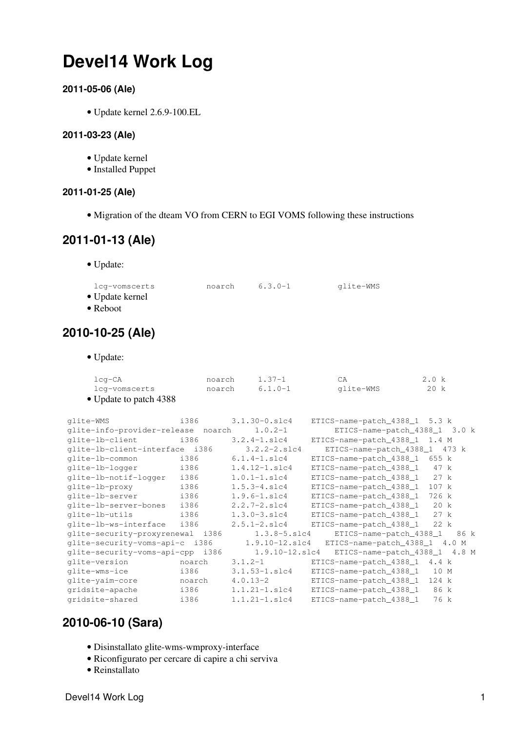# Devel14 Work Log

### 2011-05-06 (Ale)

- Update kernel 2.6.9-100.EL

### 2011-03-23 (Ale)

- Update kernel
- Installed Puppet

### 2011-01-25 (Ale)

- Migration of the dteam VO from CERN to EGI VOMS following these instructions

## 2011-01-13 (Ale)

- Update:

```
lcg-vomscerts           noarch     6.3.0-1          glite-WMS
```

- Update kernel
- Reboot

## 2010-10-25 (Ale)

- Update:

```
lcg-CA                  noarch     1.37-1           CA               2.0 k
lcg-vomscerts           noarch     6.1.0-1          glite-WMS         20 k
```

- Update to patch 4388

```
glite-WMS               i386       3.1.30-0.slc4    ETICS-name-patch_4388_1  5.3 k
glite-info-provider-release  noarch     1.0.2-1          ETICS-name-patch_4388_1  3.0 k
glite-lb-client         i386       3.2.4-1.slc4     ETICS-name-patch_4388_1  1.4 M
glite-lb-client-interface  i386       3.2.2-2.slc4     ETICS-name-patch_4388_1  473 k
glite-lb-common         i386       6.1.4-1.slc4     ETICS-name-patch_4388_1  655 k
glite-lb-logger         i386       1.4.12-1.slc4    ETICS-name-patch_4388_1   47 k
glite-lb-notif-logger   i386       1.0.1-1.slc4     ETICS-name-patch_4388_1   27 k
glite-lb-proxy          i386       1.5.3-4.slc4     ETICS-name-patch_4388_1  107 k
glite-lb-server         i386       1.9.6-1.slc4     ETICS-name-patch_4388_1  726 k
glite-lb-server-bones   i386       2.2.7-2.slc4     ETICS-name-patch_4388_1   20 k
glite-lb-utils          i386       1.3.0-3.slc4     ETICS-name-patch_4388_1   27 k
glite-lb-ws-interface   i386       2.5.1-2.slc4     ETICS-name-patch_4388_1   22 k
glite-security-proxyrenewal  i386       1.3.8-5.slc4     ETICS-name-patch_4388_1   86 k
glite-security-voms-api-c  i386       1.9.10-12.slc4   ETICS-name-patch_4388_1  4.0 M
glite-security-voms-api-cpp  i386       1.9.10-12.slc4   ETICS-name-patch_4388_1  4.8 M
glite-version           noarch     3.1.2-1          ETICS-name-patch_4388_1  4.4 k
glite-wms-ice           i386       3.1.53-1.slc4    ETICS-name-patch_4388_1   10 M
glite-yaim-core         noarch     4.0.13-2         ETICS-name-patch_4388_1  124 k
gridsite-apache         i386       1.1.21-1.slc4    ETICS-name-patch_4388_1   86 k
gridsite-shared         i386       1.1.21-1.slc4    ETICS-name-patch_4388_1   76 k
```

## 2010-06-10 (Sara)

- Disinstallato glite-wms-wmproxy-interface
- Riconfigurato per cercare di capire a chi serviva
- Reinstallato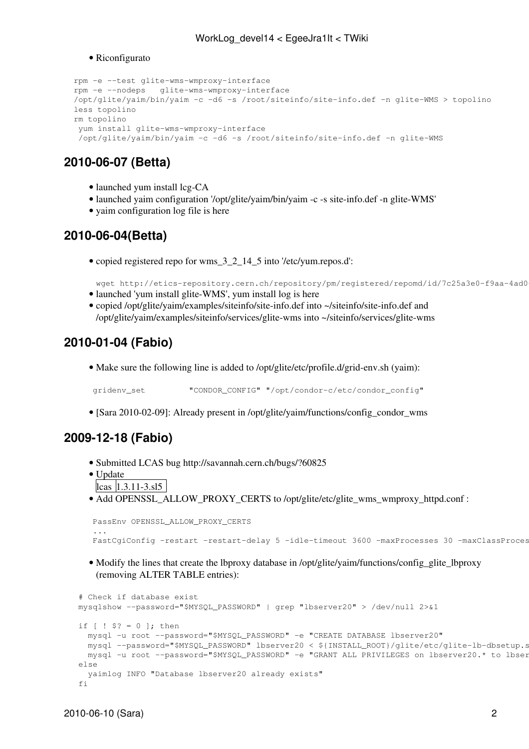- Riconfigurato

```
rpm -e --test glite-wms-wmproxy-interface
rpm -e --nodeps   glite-wms-wmproxy-interface
/opt/glite/yaim/bin/yaim -c -d6 -s /root/siteinfo/site-info.def -n glite-WMS > topolino
less topolino
rm topolino
 yum install glite-wms-wmproxy-interface
 /opt/glite/yaim/bin/yaim -c -d6 -s /root/siteinfo/site-info.def -n glite-WMS
```

## 2010-06-07 (Betta)

- launched yum install lcg-CA
- launched yaim configuration '/opt/glite/yaim/bin/yaim -c -s site-info.def -n glite-WMS'
- yaim configuration log file is here

## 2010-06-04(Betta)

- copied registered repo for wms_3_2_14_5 into '/etc/yum.repos.d':

```
wget http://etics-repository.cern.ch/repository/pm/registered/repomd/id/7c25a3e0-f9aa-4ad0-
```

- launched 'yum install glite-WMS', yum install log is here
- copied /opt/glite/yaim/examples/siteinfo/site-info.def into ~/siteinfo/site-info.def and /opt/glite/yaim/examples/siteinfo/services/glite-wms into ~/siteinfo/services/glite-wms

## 2010-01-04 (Fabio)

- Make sure the following line is added to /opt/glite/etc/profile.d/grid-env.sh (yaim):

```
gridenv_set         "CONDOR_CONFIG" "/opt/condor-c/etc/condor_config"
```

- [Sara 2010-02-09]: Already present in /opt/glite/yaim/functions/config_condor_wms

## 2009-12-18 (Fabio)

- Submitted LCAS bug http://savannah.cern.ch/bugs/?60825
- Update

| lcas | 1.3.11-3.sl5 |
|---|---|

- Add OPENSSL_ALLOW_PROXY_CERTS to /opt/glite/etc/glite_wms_wmproxy_httpd.conf :

```
PassEnv OPENSSL_ALLOW_PROXY_CERTS
...
FastCgiConfig -restart -restart-delay 5 -idle-timeout 3600 -maxProcesses 30 -maxClassProces
```

- Modify the lines that create the lbproxy database in /opt/glite/yaim/functions/config_glite_lbproxy (removing ALTER TABLE entries):

```
# Check if database exist
mysqlshow --password="$MYSQL_PASSWORD" | grep "lbserver20" > /dev/null 2>&1

if [ ! $? = 0 ]; then
  mysql -u root --password="$MYSQL_PASSWORD" -e "CREATE DATABASE lbserver20"
  mysql --password="$MYSQL_PASSWORD" lbserver20 < ${INSTALL_ROOT}/glite/etc/glite-lb-dbsetup.s
  mysql -u root --password="$MYSQL_PASSWORD" -e "GRANT ALL PRIVILEGES on lbserver20.* to lbser
else
  yaimlog INFO "Database lbserver20 already exists"
fi
```

2010-06-10 (Sara)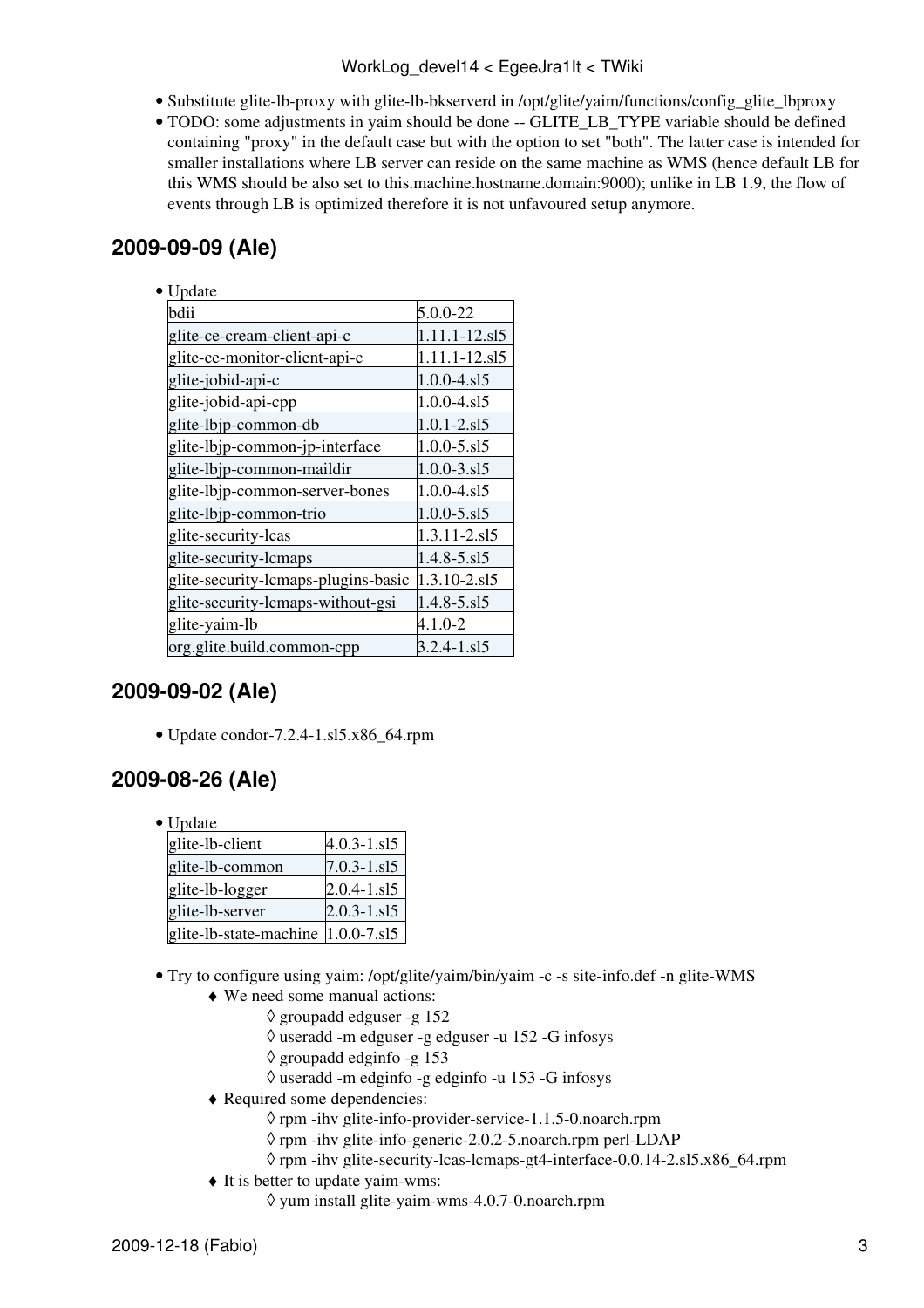- Substitute glite-lb-proxy with glite-lb-bkserverd in /opt/glite/yaim/functions/config_glite_lbproxy
- TODO: some adjustments in yaim should be done -- GLITE_LB_TYPE variable should be defined containing "proxy" in the default case but with the option to set "both". The latter case is intended for smaller installations where LB server can reside on the same machine as WMS (hence default LB for this WMS should be also set to this.machine.hostname.domain:9000); unlike in LB 1.9, the flow of events through LB is optimized therefore it is not unfavoured setup anymore.

## 2009-09-09 (Ale)

- Update

| | |
|---|---|
| bdii | 5.0.0-22 |
| glite-ce-cream-client-api-c | 1.11.1-12.sl5 |
| glite-ce-monitor-client-api-c | 1.11.1-12.sl5 |
| glite-jobid-api-c | 1.0.0-4.sl5 |
| glite-jobid-api-cpp | 1.0.0-4.sl5 |
| glite-lbjp-common-db | 1.0.1-2.sl5 |
| glite-lbjp-common-jp-interface | 1.0.0-5.sl5 |
| glite-lbjp-common-maildir | 1.0.0-3.sl5 |
| glite-lbjp-common-server-bones | 1.0.0-4.sl5 |
| glite-lbjp-common-trio | 1.0.0-5.sl5 |
| glite-security-lcas | 1.3.11-2.sl5 |
| glite-security-lcmaps | 1.4.8-5.sl5 |
| glite-security-lcmaps-plugins-basic | 1.3.10-2.sl5 |
| glite-security-lcmaps-without-gsi | 1.4.8-5.sl5 |
| glite-yaim-lb | 4.1.0-2 |
| org.glite.build.common-cpp | 3.2.4-1.sl5 |

## 2009-09-02 (Ale)

- Update condor-7.2.4-1.sl5.x86_64.rpm

## 2009-08-26 (Ale)

- Update

| | |
|---|---|
| glite-lb-client | 4.0.3-1.sl5 |
| glite-lb-common | 7.0.3-1.sl5 |
| glite-lb-logger | 2.0.4-1.sl5 |
| glite-lb-server | 2.0.3-1.sl5 |
| glite-lb-state-machine | 1.0.0-7.sl5 |

- Try to configure using yaim: /opt/glite/yaim/bin/yaim -c -s site-info.def -n glite-WMS
    - We need some manual actions:
        - groupadd edguser -g 152
        - useradd -m edguser -g edguser -u 152 -G infosys
        - groupadd edginfo -g 153
        - useradd -m edginfo -g edginfo -u 153 -G infosys
    - Required some dependencies:
        - rpm -ihv glite-info-provider-service-1.1.5-0.noarch.rpm
        - rpm -ihv glite-info-generic-2.0.2-5.noarch.rpm perl-LDAP
        - rpm -ihv glite-security-lcas-lcmaps-gt4-interface-0.0.14-2.sl5.x86_64.rpm
    - It is better to update yaim-wms:
        - yum install glite-yaim-wms-4.0.7-0.noarch.rpm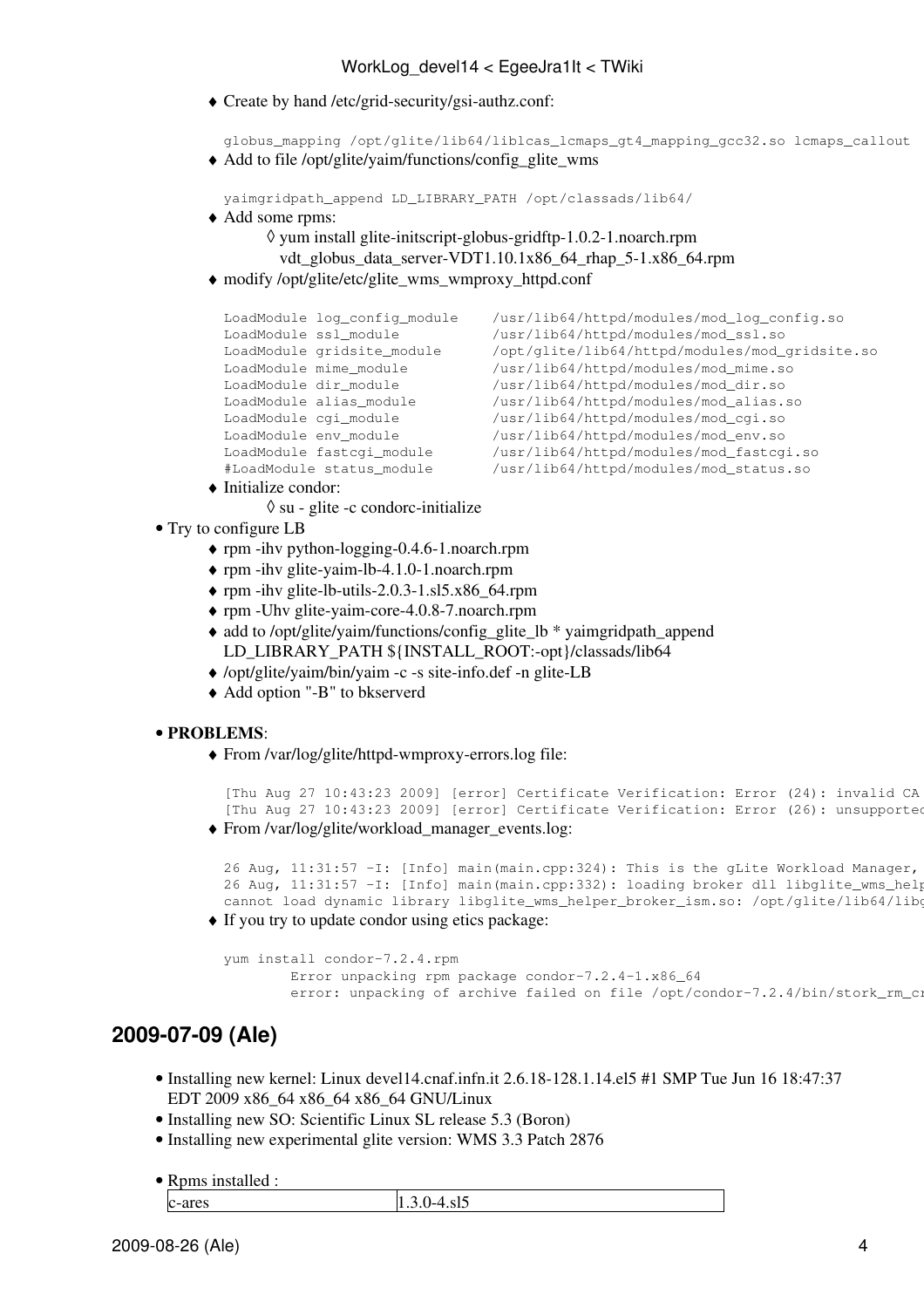- Create by hand /etc/grid-security/gsi-authz.conf:

  ```
  globus_mapping /opt/glite/lib64/liblcas_lcmaps_gt4_mapping_gcc32.so lcmaps_callout
  ```
- Add to file /opt/glite/yaim/functions/config_glite_wms

  ```
  yaimgridpath_append LD_LIBRARY_PATH /opt/classads/lib64/
  ```
- Add some rpms:
  - yum install glite-initscript-globus-gridftp-1.0.2-1.noarch.rpm vdt_globus_data_server-VDT1.10.1x86_64_rhap_5-1.x86_64.rpm
- modify /opt/glite/etc/glite_wms_wmproxy_httpd.conf

  ```
  LoadModule log_config_module    /usr/lib64/httpd/modules/mod_log_config.so
  LoadModule ssl_module           /usr/lib64/httpd/modules/mod_ssl.so
  LoadModule gridsite_module      /opt/glite/lib64/httpd/modules/mod_gridsite.so
  LoadModule mime_module          /usr/lib64/httpd/modules/mod_mime.so
  LoadModule dir_module           /usr/lib64/httpd/modules/mod_dir.so
  LoadModule alias_module         /usr/lib64/httpd/modules/mod_alias.so
  LoadModule cgi_module           /usr/lib64/httpd/modules/mod_cgi.so
  LoadModule env_module           /usr/lib64/httpd/modules/mod_env.so
  LoadModule fastcgi_module       /usr/lib64/httpd/modules/mod_fastcgi.so
  #LoadModule status_module       /usr/lib64/httpd/modules/mod_status.so
  ```
- Initialize condor:
  - su - glite -c condorc-initialize

- Try to configure LB
  - rpm -ihv python-logging-0.4.6-1.noarch.rpm
  - rpm -ihv glite-yaim-lb-4.1.0-1.noarch.rpm
  - rpm -ihv glite-lb-utils-2.0.3-1.sl5.x86_64.rpm
  - rpm -Uhv glite-yaim-core-4.0.8-7.noarch.rpm
  - add to /opt/glite/yaim/functions/config_glite_lb * yaimgridpath_append LD_LIBRARY_PATH ${INSTALL_ROOT:-opt}/classads/lib64
  - /opt/glite/yaim/bin/yaim -c -s site-info.def -n glite-LB
  - Add option "-B" to bkserverd

- **PROBLEMS**:
  - From /var/log/glite/httpd-wmproxy-errors.log file:

    ```
    [Thu Aug 27 10:43:23 2009] [error] Certificate Verification: Error (24): invalid CA
    [Thu Aug 27 10:43:23 2009] [error] Certificate Verification: Error (26): unsupported
    ```
  - From /var/log/glite/workload_manager_events.log:

    ```
    26 Aug, 11:31:57 -I: [Info] main(main.cpp:324): This is the gLite Workload Manager,
    26 Aug, 11:31:57 -I: [Info] main(main.cpp:332): loading broker dll libglite_wms_help
    cannot load dynamic library libglite_wms_helper_broker_ism.so: /opt/glite/lib64/libg
    ```
  - If you try to update condor using etics package:

    ```
    yum install condor-7.2.4.rpm
            Error unpacking rpm package condor-7.2.4-1.x86_64
            error: unpacking of archive failed on file /opt/condor-7.2.4/bin/stork_rm_cr
    ```

## 2009-07-09 (Ale)

- Installing new kernel: Linux devel14.cnaf.infn.it 2.6.18-128.1.14.el5 #1 SMP Tue Jun 16 18:47:37 EDT 2009 x86_64 x86_64 x86_64 GNU/Linux
- Installing new SO: Scientific Linux SL release 5.3 (Boron)
- Installing new experimental glite version: WMS 3.3 Patch 2876

- Rpms installed :

| | |
|---|---|
| c-ares | 1.3.0-4.sl5 |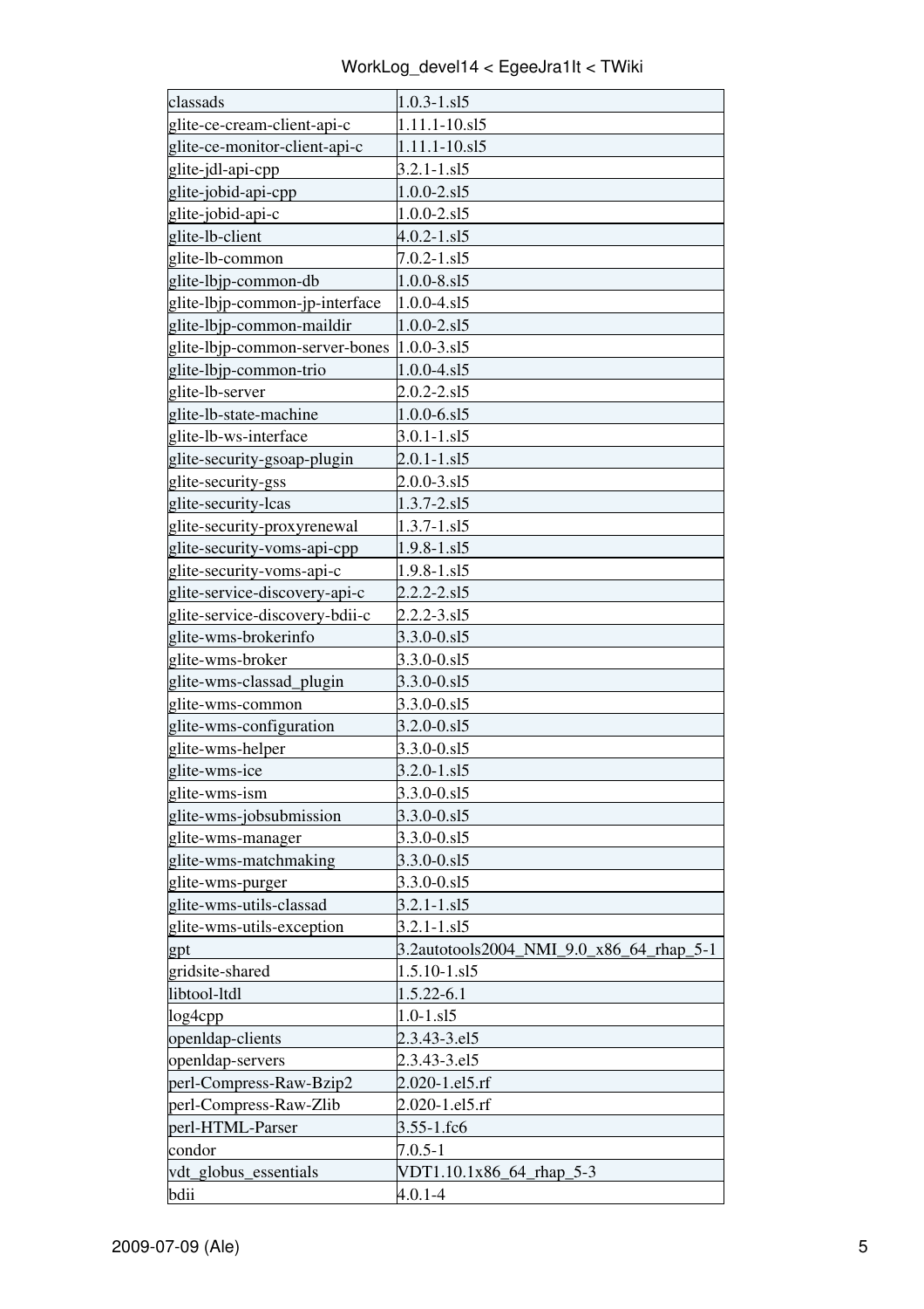| classads | 1.0.3-1.sl5 |
|---|---|
| glite-ce-cream-client-api-c | 1.11.1-10.sl5 |
| glite-ce-monitor-client-api-c | 1.11.1-10.sl5 |
| glite-jdl-api-cpp | 3.2.1-1.sl5 |
| glite-jobid-api-cpp | 1.0.0-2.sl5 |
| glite-jobid-api-c | 1.0.0-2.sl5 |
| glite-lb-client | 4.0.2-1.sl5 |
| glite-lb-common | 7.0.2-1.sl5 |
| glite-lbjp-common-db | 1.0.0-8.sl5 |
| glite-lbjp-common-jp-interface | 1.0.0-4.sl5 |
| glite-lbjp-common-maildir | 1.0.0-2.sl5 |
| glite-lbjp-common-server-bones | 1.0.0-3.sl5 |
| glite-lbjp-common-trio | 1.0.0-4.sl5 |
| glite-lb-server | 2.0.2-2.sl5 |
| glite-lb-state-machine | 1.0.0-6.sl5 |
| glite-lb-ws-interface | 3.0.1-1.sl5 |
| glite-security-gsoap-plugin | 2.0.1-1.sl5 |
| glite-security-gss | 2.0.0-3.sl5 |
| glite-security-lcas | 1.3.7-2.sl5 |
| glite-security-proxyrenewal | 1.3.7-1.sl5 |
| glite-security-voms-api-cpp | 1.9.8-1.sl5 |
| glite-security-voms-api-c | 1.9.8-1.sl5 |
| glite-service-discovery-api-c | 2.2.2-2.sl5 |
| glite-service-discovery-bdii-c | 2.2.2-3.sl5 |
| glite-wms-brokerinfo | 3.3.0-0.sl5 |
| glite-wms-broker | 3.3.0-0.sl5 |
| glite-wms-classad_plugin | 3.3.0-0.sl5 |
| glite-wms-common | 3.3.0-0.sl5 |
| glite-wms-configuration | 3.2.0-0.sl5 |
| glite-wms-helper | 3.3.0-0.sl5 |
| glite-wms-ice | 3.2.0-1.sl5 |
| glite-wms-ism | 3.3.0-0.sl5 |
| glite-wms-jobsubmission | 3.3.0-0.sl5 |
| glite-wms-manager | 3.3.0-0.sl5 |
| glite-wms-matchmaking | 3.3.0-0.sl5 |
| glite-wms-purger | 3.3.0-0.sl5 |
| glite-wms-utils-classad | 3.2.1-1.sl5 |
| glite-wms-utils-exception | 3.2.1-1.sl5 |
| gpt | 3.2autotools2004_NMI_9.0_x86_64_rhap_5-1 |
| gridsite-shared | 1.5.10-1.sl5 |
| libtool-ltdl | 1.5.22-6.1 |
| log4cpp | 1.0-1.sl5 |
| openldap-clients | 2.3.43-3.el5 |
| openldap-servers | 2.3.43-3.el5 |
| perl-Compress-Raw-Bzip2 | 2.020-1.el5.rf |
| perl-Compress-Raw-Zlib | 2.020-1.el5.rf |
| perl-HTML-Parser | 3.55-1.fc6 |
| condor | 7.0.5-1 |
| vdt_globus_essentials | VDT1.10.1x86_64_rhap_5-3 |
| bdii | 4.0.1-4 |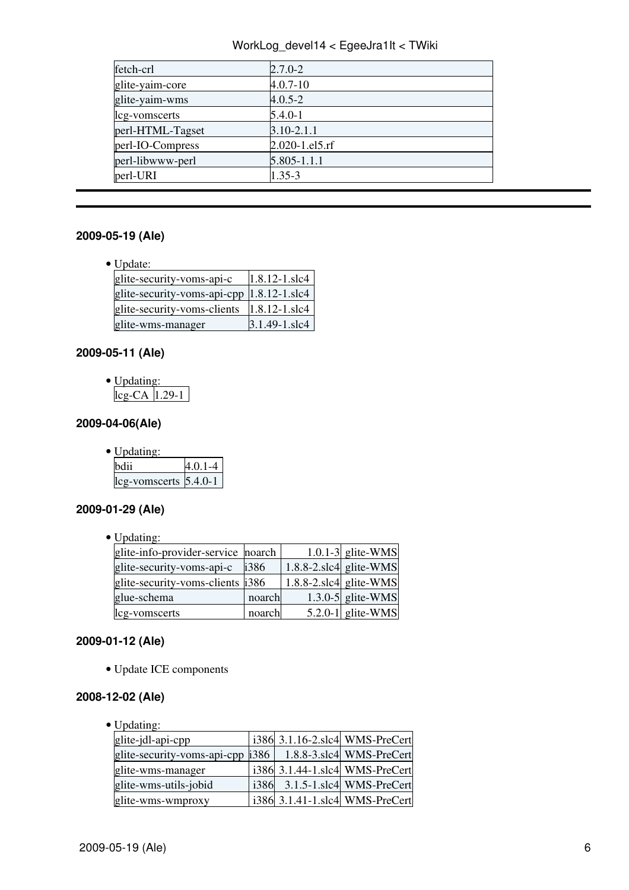| fetch-crl | 2.7.0-2 |
|---|---|
| glite-yaim-core | 4.0.7-10 |
| glite-yaim-wms | 4.0.5-2 |
| lcg-vomscerts | 5.4.0-1 |
| perl-HTML-Tagset | 3.10-2.1.1 |
| perl-IO-Compress | 2.020-1.el5.rf |
| perl-libwww-perl | 5.805-1.1.1 |
| perl-URI | 1.35-3 |

---

---

#### 2009-05-19 (Ale)

- Update:

| glite-security-voms-api-c | 1.8.12-1.slc4 |
|---|---|
| glite-security-voms-api-cpp | 1.8.12-1.slc4 |
| glite-security-voms-clients | 1.8.12-1.slc4 |
| glite-wms-manager | 3.1.49-1.slc4 |

#### 2009-05-11 (Ale)

- Updating:

| lcg-CA | 1.29-1 |
|---|---|

#### 2009-04-06(Ale)

- Updating:

| bdii | 4.0.1-4 |
|---|---|
| lcg-vomscerts | 5.4.0-1 |

#### 2009-01-29 (Ale)

- Updating:

| glite-info-provider-service | noarch | 1.0.1-3 | glite-WMS |
|---|---|---|---|
| glite-security-voms-api-c | i386 | 1.8.8-2.slc4 | glite-WMS |
| glite-security-voms-clients | i386 | 1.8.8-2.slc4 | glite-WMS |
| glue-schema | noarch | 1.3.0-5 | glite-WMS |
| lcg-vomscerts | noarch | 5.2.0-1 | glite-WMS |

#### 2009-01-12 (Ale)

- Update ICE components

#### 2008-12-02 (Ale)

- Updating:

| glite-jdl-api-cpp | i386 | 3.1.16-2.slc4 | WMS-PreCert |
|---|---|---|---|
| glite-security-voms-api-cpp | i386 | 1.8.8-3.slc4 | WMS-PreCert |
| glite-wms-manager | i386 | 3.1.44-1.slc4 | WMS-PreCert |
| glite-wms-utils-jobid | i386 | 3.1.5-1.slc4 | WMS-PreCert |
| glite-wms-wmproxy | i386 | 3.1.41-1.slc4 | WMS-PreCert |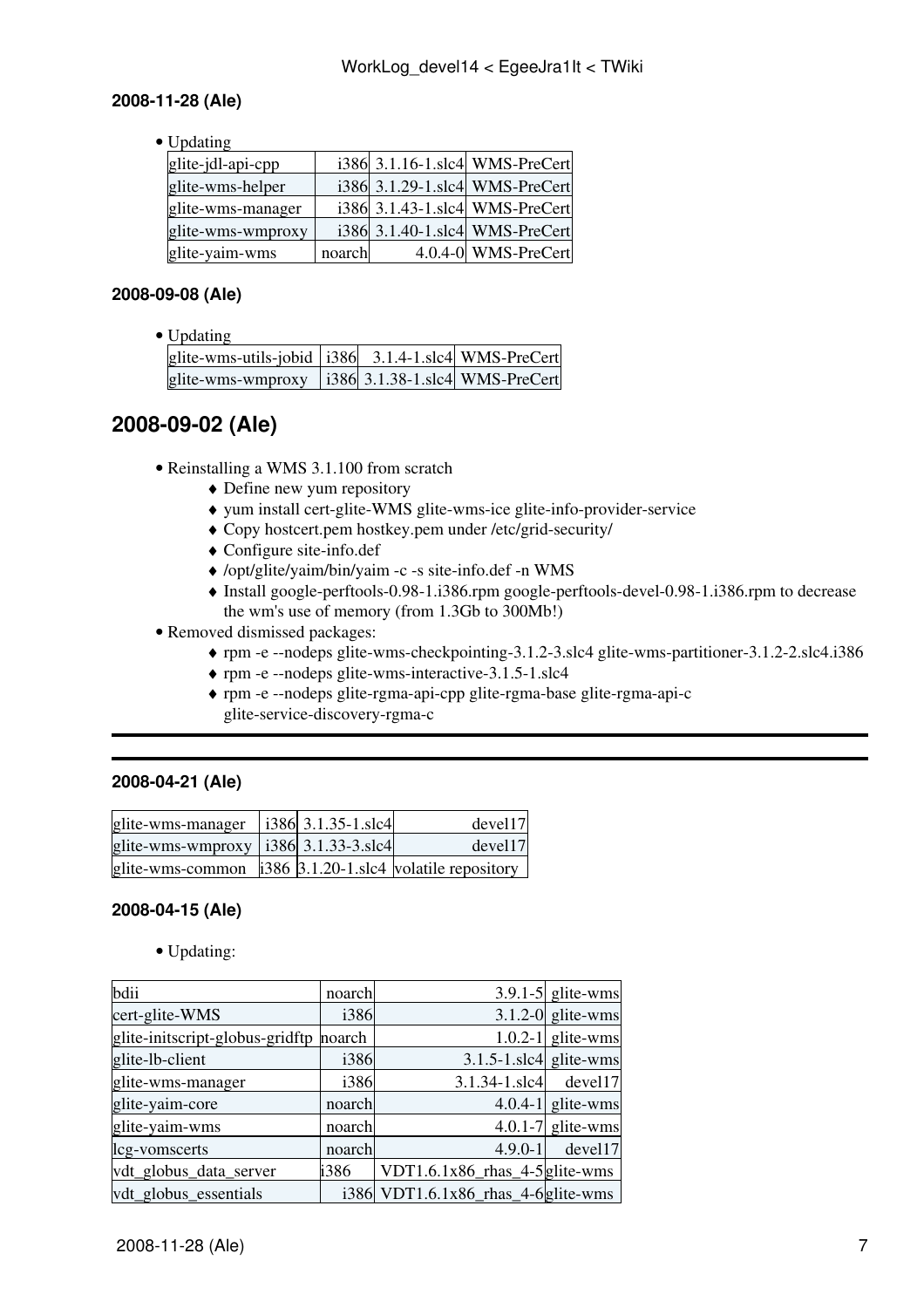#### 2008-11-28 (Ale)

- Updating

| | | | |
|---|---|---|---|
| glite-jdl-api-cpp | i386 | 3.1.16-1.slc4 | WMS-PreCert |
| glite-wms-helper | i386 | 3.1.29-1.slc4 | WMS-PreCert |
| glite-wms-manager | i386 | 3.1.43-1.slc4 | WMS-PreCert |
| glite-wms-wmproxy | i386 | 3.1.40-1.slc4 | WMS-PreCert |
| glite-yaim-wms | noarch | 4.0.4-0 | WMS-PreCert |

#### 2008-09-08 (Ale)

- Updating

| | | | |
|---|---|---|---|
| glite-wms-utils-jobid | i386 | 3.1.4-1.slc4 | WMS-PreCert |
| glite-wms-wmproxy | i386 | 3.1.38-1.slc4 | WMS-PreCert |

## 2008-09-02 (Ale)

- Reinstalling a WMS 3.1.100 from scratch
    - Define new yum repository
    - yum install cert-glite-WMS glite-wms-ice glite-info-provider-service
    - Copy hostcert.pem hostkey.pem under /etc/grid-security/
    - Configure site-info.def
    - /opt/glite/yaim/bin/yaim -c -s site-info.def -n WMS
    - Install google-perftools-0.98-1.i386.rpm google-perftools-devel-0.98-1.i386.rpm to decrease the wm's use of memory (from 1.3Gb to 300Mb!)
- Removed dismissed packages:
    - rpm -e --nodeps glite-wms-checkpointing-3.1.2-3.slc4 glite-wms-partitioner-3.1.2-2.slc4.i386
    - rpm -e --nodeps glite-wms-interactive-3.1.5-1.slc4
    - rpm -e --nodeps glite-rgma-api-cpp glite-rgma-base glite-rgma-api-c glite-service-discovery-rgma-c

---

---

#### 2008-04-21 (Ale)

| | | | |
|---|---|---|---|
| glite-wms-manager | i386 | 3.1.35-1.slc4 | devel17 |
| glite-wms-wmproxy | i386 | 3.1.33-3.slc4 | devel17 |
| glite-wms-common | i386 | 3.1.20-1.slc4 | volatile repository |

#### 2008-04-15 (Ale)

- Updating:

| | | | |
|---|---|---|---|
| bdii | noarch | 3.9.1-5 | glite-wms |
| cert-glite-WMS | i386 | 3.1.2-0 | glite-wms |
| glite-initscript-globus-gridftp | noarch | 1.0.2-1 | glite-wms |
| glite-lb-client | i386 | 3.1.5-1.slc4 | glite-wms |
| glite-wms-manager | i386 | 3.1.34-1.slc4 | devel17 |
| glite-yaim-core | noarch | 4.0.4-1 | glite-wms |
| glite-yaim-wms | noarch | 4.0.1-7 | glite-wms |
| lcg-vomscerts | noarch | 4.9.0-1 | devel17 |
| vdt_globus_data_server | i386 | VDT1.6.1x86_rhas_4-5 | glite-wms |
| vdt_globus_essentials | i386 | VDT1.6.1x86_rhas_4-6 | glite-wms |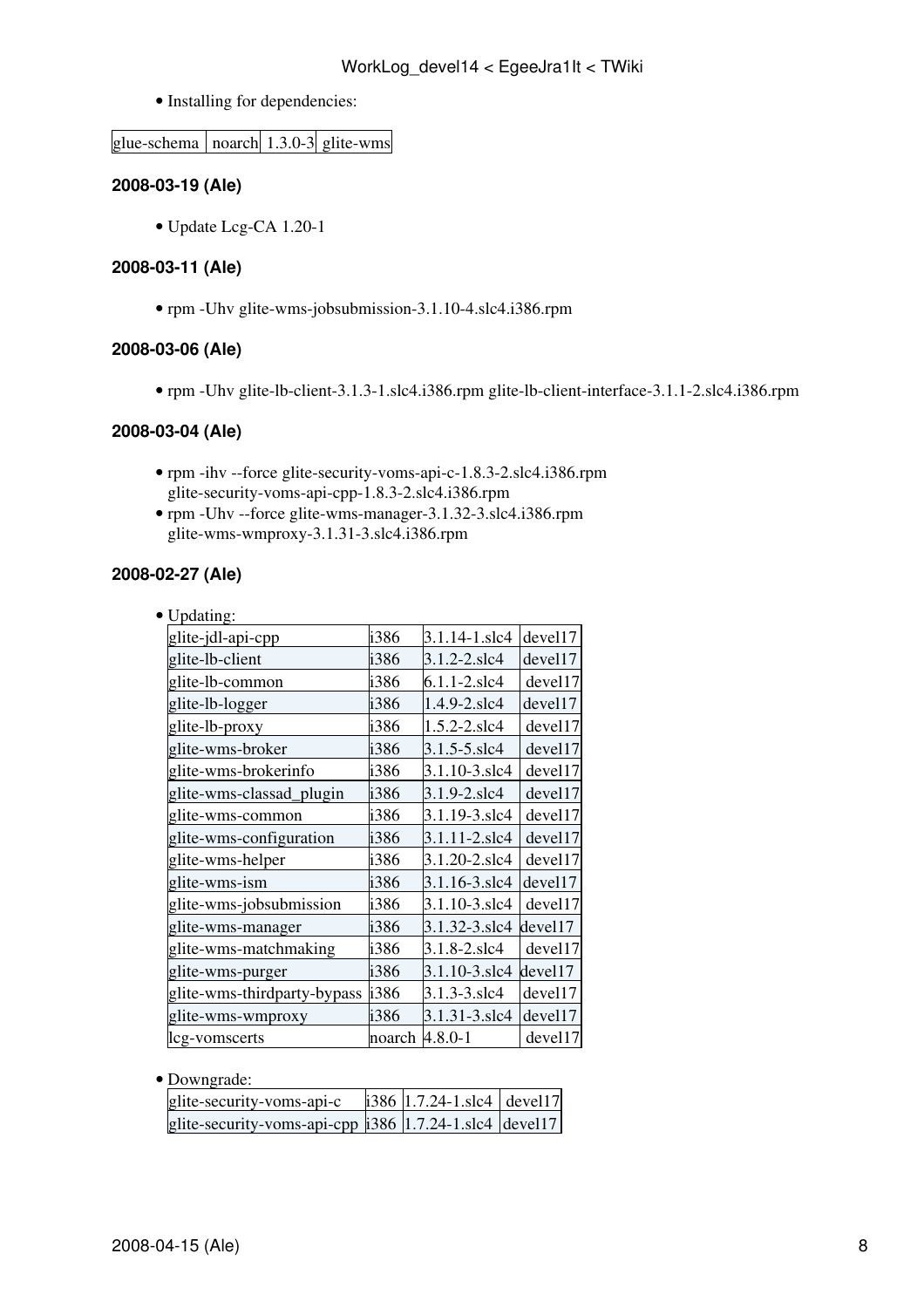- Installing for dependencies:

| glue-schema | noarch | 1.3.0-3 | glite-wms |
| --- | --- | --- | --- |

### 2008-03-19 (Ale)

- Update Lcg-CA 1.20-1

### 2008-03-11 (Ale)

- rpm -Uhv glite-wms-jobsubmission-3.1.10-4.slc4.i386.rpm

### 2008-03-06 (Ale)

- rpm -Uhv glite-lb-client-3.1.3-1.slc4.i386.rpm glite-lb-client-interface-3.1.1-2.slc4.i386.rpm

### 2008-03-04 (Ale)

- rpm -ihv --force glite-security-voms-api-c-1.8.3-2.slc4.i386.rpm glite-security-voms-api-cpp-1.8.3-2.slc4.i386.rpm
- rpm -Uhv --force glite-wms-manager-3.1.32-3.slc4.i386.rpm glite-wms-wmproxy-3.1.31-3.slc4.i386.rpm

### 2008-02-27 (Ale)

- Updating:

| glite-jdl-api-cpp | i386 | 3.1.14-1.slc4 | devel17 |
| --- | --- | --- | --- |
| glite-lb-client | i386 | 3.1.2-2.slc4 | devel17 |
| glite-lb-common | i386 | 6.1.1-2.slc4 | devel17 |
| glite-lb-logger | i386 | 1.4.9-2.slc4 | devel17 |
| glite-lb-proxy | i386 | 1.5.2-2.slc4 | devel17 |
| glite-wms-broker | i386 | 3.1.5-5.slc4 | devel17 |
| glite-wms-brokerinfo | i386 | 3.1.10-3.slc4 | devel17 |
| glite-wms-classad_plugin | i386 | 3.1.9-2.slc4 | devel17 |
| glite-wms-common | i386 | 3.1.19-3.slc4 | devel17 |
| glite-wms-configuration | i386 | 3.1.11-2.slc4 | devel17 |
| glite-wms-helper | i386 | 3.1.20-2.slc4 | devel17 |
| glite-wms-ism | i386 | 3.1.16-3.slc4 | devel17 |
| glite-wms-jobsubmission | i386 | 3.1.10-3.slc4 | devel17 |
| glite-wms-manager | i386 | 3.1.32-3.slc4 | devel17 |
| glite-wms-matchmaking | i386 | 3.1.8-2.slc4 | devel17 |
| glite-wms-purger | i386 | 3.1.10-3.slc4 | devel17 |
| glite-wms-thirdparty-bypass | i386 | 3.1.3-3.slc4 | devel17 |
| glite-wms-wmproxy | i386 | 3.1.31-3.slc4 | devel17 |
| lcg-vomscerts | noarch | 4.8.0-1 | devel17 |

- Downgrade:

| glite-security-voms-api-c | i386 | 1.7.24-1.slc4 | devel17 |
| --- | --- | --- | --- |
| glite-security-voms-api-cpp | i386 | 1.7.24-1.slc4 | devel17 |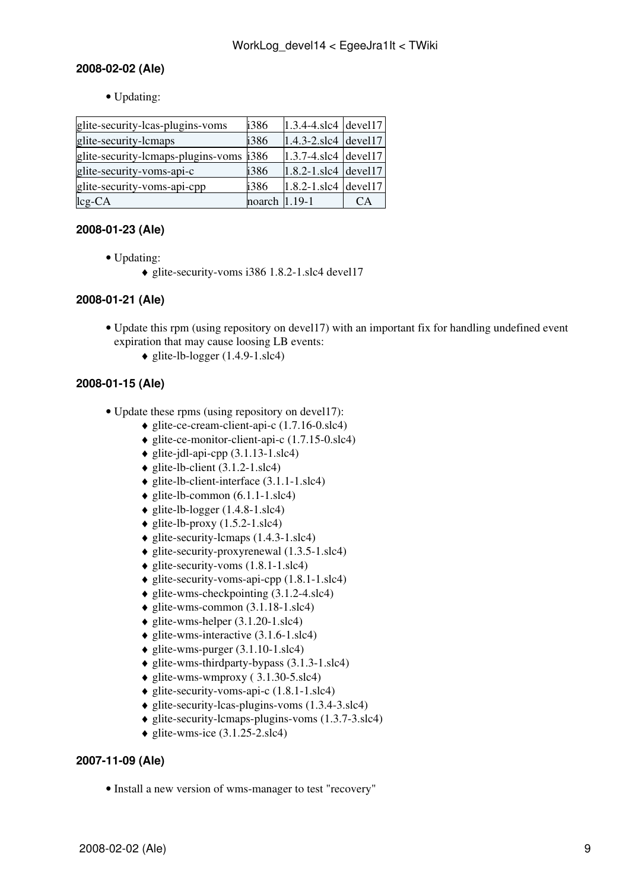#### 2008-02-02 (Ale)

- Updating:

| | | | |
|---|---|---|---|
| glite-security-lcas-plugins-voms | i386 | 1.3.4-4.slc4 | devel17 |
| glite-security-lcmaps | i386 | 1.4.3-2.slc4 | devel17 |
| glite-security-lcmaps-plugins-voms | i386 | 1.3.7-4.slc4 | devel17 |
| glite-security-voms-api-c | i386 | 1.8.2-1.slc4 | devel17 |
| glite-security-voms-api-cpp | i386 | 1.8.2-1.slc4 | devel17 |
| lcg-CA | noarch | 1.19-1 | CA |

#### 2008-01-23 (Ale)

- Updating:
    - glite-security-voms i386 1.8.2-1.slc4 devel17

#### 2008-01-21 (Ale)

- Update this rpm (using repository on devel17) with an important fix for handling undefined event expiration that may cause loosing LB events:
    - glite-lb-logger (1.4.9-1.slc4)

#### 2008-01-15 (Ale)

- Update these rpms (using repository on devel17):
    - glite-ce-cream-client-api-c (1.7.16-0.slc4)
    - glite-ce-monitor-client-api-c (1.7.15-0.slc4)
    - glite-jdl-api-cpp (3.1.13-1.slc4)
    - glite-lb-client (3.1.2-1.slc4)
    - glite-lb-client-interface (3.1.1-1.slc4)
    - glite-lb-common (6.1.1-1.slc4)
    - glite-lb-logger (1.4.8-1.slc4)
    - glite-lb-proxy (1.5.2-1.slc4)
    - glite-security-lcmaps (1.4.3-1.slc4)
    - glite-security-proxyrenewal (1.3.5-1.slc4)
    - glite-security-voms (1.8.1-1.slc4)
    - glite-security-voms-api-cpp (1.8.1-1.slc4)
    - glite-wms-checkpointing (3.1.2-4.slc4)
    - glite-wms-common (3.1.18-1.slc4)
    - glite-wms-helper (3.1.20-1.slc4)
    - glite-wms-interactive (3.1.6-1.slc4)
    - glite-wms-purger (3.1.10-1.slc4)
    - glite-wms-thirdparty-bypass (3.1.3-1.slc4)
    - glite-wms-wmproxy ( 3.1.30-5.slc4)
    - glite-security-voms-api-c (1.8.1-1.slc4)
    - glite-security-lcas-plugins-voms (1.3.4-3.slc4)
    - glite-security-lcmaps-plugins-voms (1.3.7-3.slc4)
    - glite-wms-ice (3.1.25-2.slc4)

#### 2007-11-09 (Ale)

- Install a new version of wms-manager to test "recovery"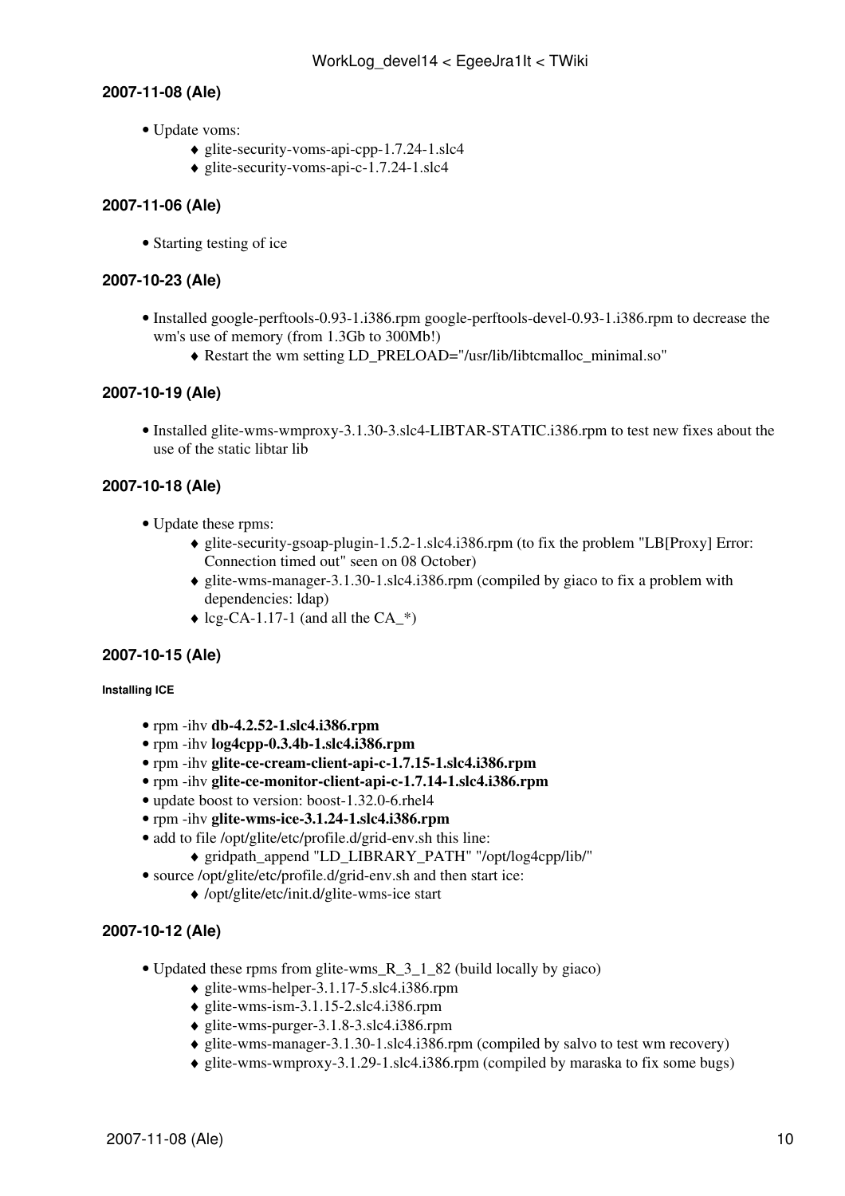### 2007-11-08 (Ale)

- Update voms:
    - glite-security-voms-api-cpp-1.7.24-1.slc4
    - glite-security-voms-api-c-1.7.24-1.slc4

### 2007-11-06 (Ale)

- Starting testing of ice

### 2007-10-23 (Ale)

- Installed google-perftools-0.93-1.i386.rpm google-perftools-devel-0.93-1.i386.rpm to decrease the wm's use of memory (from 1.3Gb to 300Mb!)
    - Restart the wm setting LD_PRELOAD="/usr/lib/libtcmalloc_minimal.so"

### 2007-10-19 (Ale)

- Installed glite-wms-wmproxy-3.1.30-3.slc4-LIBTAR-STATIC.i386.rpm to test new fixes about the use of the static libtar lib

### 2007-10-18 (Ale)

- Update these rpms:
    - glite-security-gsoap-plugin-1.5.2-1.slc4.i386.rpm (to fix the problem "LB[Proxy] Error: Connection timed out" seen on 08 October)
    - glite-wms-manager-3.1.30-1.slc4.i386.rpm (compiled by giaco to fix a problem with dependencies: ldap)
    - lcg-CA-1.17-1 (and all the CA_*)

### 2007-10-15 (Ale)

##### Installing ICE

- rpm -ihv **db-4.2.52-1.slc4.i386.rpm**
- rpm -ihv **log4cpp-0.3.4b-1.slc4.i386.rpm**
- rpm -ihv **glite-ce-cream-client-api-c-1.7.15-1.slc4.i386.rpm**
- rpm -ihv **glite-ce-monitor-client-api-c-1.7.14-1.slc4.i386.rpm**
- update boost to version: boost-1.32.0-6.rhel4
- rpm -ihv **glite-wms-ice-3.1.24-1.slc4.i386.rpm**
- add to file /opt/glite/etc/profile.d/grid-env.sh this line:
    - gridpath_append "LD_LIBRARY_PATH" "/opt/log4cpp/lib/"
- source /opt/glite/etc/profile.d/grid-env.sh and then start ice:
    - /opt/glite/etc/init.d/glite-wms-ice start

### 2007-10-12 (Ale)

- Updated these rpms from glite-wms_R_3_1_82 (build locally by giaco)
    - glite-wms-helper-3.1.17-5.slc4.i386.rpm
    - glite-wms-ism-3.1.15-2.slc4.i386.rpm
    - glite-wms-purger-3.1.8-3.slc4.i386.rpm
    - glite-wms-manager-3.1.30-1.slc4.i386.rpm (compiled by salvo to test wm recovery)
    - glite-wms-wmproxy-3.1.29-1.slc4.i386.rpm (compiled by maraska to fix some bugs)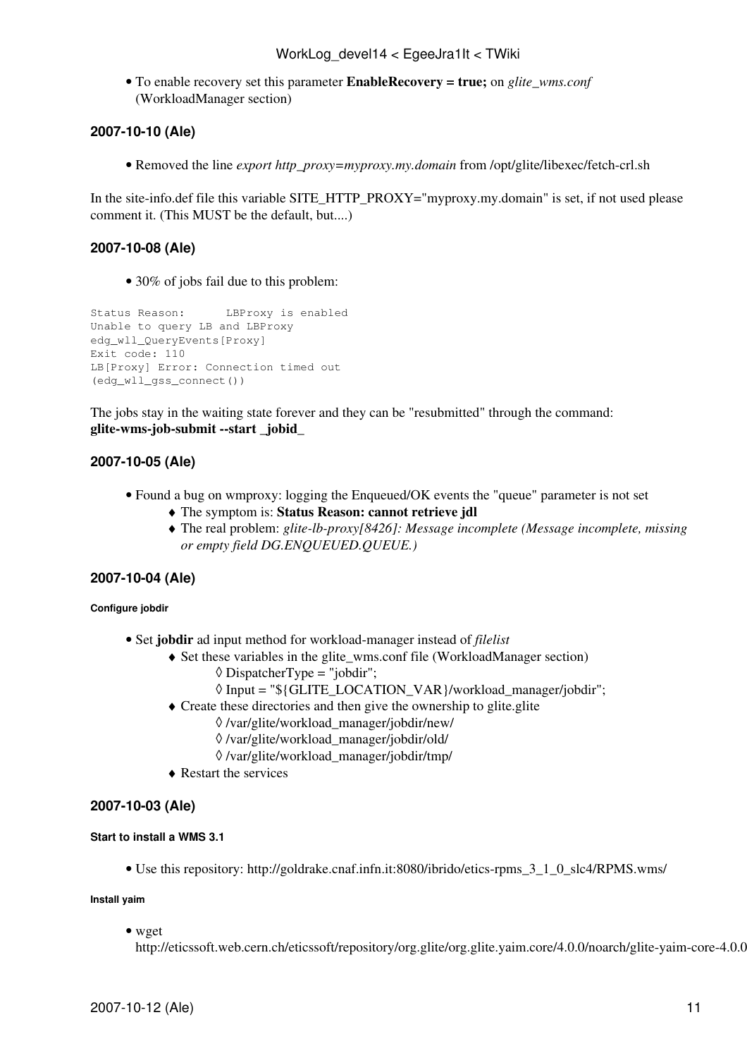- To enable recovery set this parameter **EnableRecovery = true;** on *glite_wms.conf* (WorkloadManager section)

### 2007-10-10 (Ale)

- Removed the line *export http_proxy=myproxy.my.domain* from /opt/glite/libexec/fetch-crl.sh

In the site-info.def file this variable SITE_HTTP_PROXY="myproxy.my.domain" is set, if not used please comment it. (This MUST be the default, but....)

### 2007-10-08 (Ale)

- 30% of jobs fail due to this problem:

```
Status Reason:      LBProxy is enabled
Unable to query LB and LBProxy
edg_wll_QueryEvents[Proxy]
Exit code: 110
LB[Proxy] Error: Connection timed out
(edg_wll_gss_connect())
```

The jobs stay in the waiting state forever and they can be "resubmitted" through the command:
**glite-wms-job-submit --start _jobid_**

### 2007-10-05 (Ale)

- Found a bug on wmproxy: logging the Enqueued/OK events the "queue" parameter is not set
    - The symptom is: **Status Reason: cannot retrieve jdl**
    - The real problem: *glite-lb-proxy[8426]: Message incomplete (Message incomplete, missing or empty field DG.ENQUEUED.QUEUE.)*

### 2007-10-04 (Ale)

#### Configure jobdir

- Set **jobdir** ad input method for workload-manager instead of *filelist*
    - Set these variables in the glite_wms.conf file (WorkloadManager section)
        - DispatcherType = "jobdir";
        - Input = "${GLITE_LOCATION_VAR}/workload_manager/jobdir";
    - Create these directories and then give the ownership to glite.glite
        - /var/glite/workload_manager/jobdir/new/
        - /var/glite/workload_manager/jobdir/old/
        - /var/glite/workload_manager/jobdir/tmp/
    - Restart the services

### 2007-10-03 (Ale)

#### Start to install a WMS 3.1

- Use this repository: http://goldrake.cnaf.infn.it:8080/ibrido/etics-rpms_3_1_0_slc4/RPMS.wms/

#### Install yaim

- wget http://eticssoft.web.cern.ch/eticssoft/repository/org.glite/org.glite.yaim.core/4.0.0/noarch/glite-yaim-core-4.0.0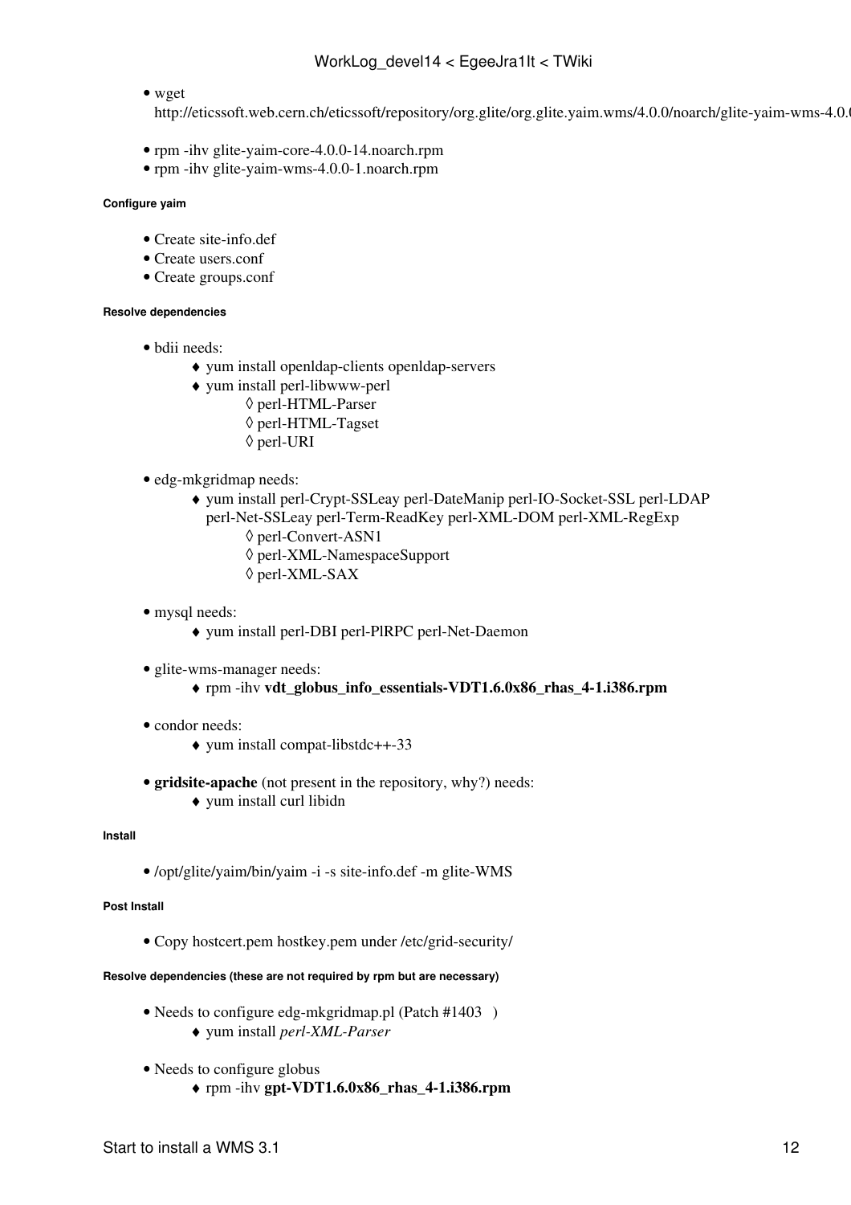- wget http://eticssoft.web.cern.ch/eticssoft/repository/org.glite/org.glite.yaim.wms/4.0.0/noarch/glite-yaim-wms-4.0.0
- rpm -ihv glite-yaim-core-4.0.0-14.noarch.rpm
- rpm -ihv glite-yaim-wms-4.0.0-1.noarch.rpm

##### Configure yaim

- Create site-info.def
- Create users.conf
- Create groups.conf

##### Resolve dependencies

- bdii needs:
    - yum install openldap-clients openldap-servers
    - yum install perl-libwww-perl
        - perl-HTML-Parser
        - perl-HTML-Tagset
        - perl-URI
- edg-mkgridmap needs:
    - yum install perl-Crypt-SSLeay perl-DateManip perl-IO-Socket-SSL perl-LDAP perl-Net-SSLeay perl-Term-ReadKey perl-XML-DOM perl-XML-RegExp
        - perl-Convert-ASN1
        - perl-XML-NamespaceSupport
        - perl-XML-SAX
- mysql needs:
    - yum install perl-DBI perl-PlRPC perl-Net-Daemon
- glite-wms-manager needs:
    - rpm -ihv **vdt_globus_info_essentials-VDT1.6.0x86_rhas_4-1.i386.rpm**
- condor needs:
    - yum install compat-libstdc++-33
- **gridsite-apache** (not present in the repository, why?) needs:
    - yum install curl libidn

##### Install

- /opt/glite/yaim/bin/yaim -i -s site-info.def -m glite-WMS

##### Post Install

- Copy hostcert.pem hostkey.pem under /etc/grid-security/

##### Resolve dependencies (these are not required by rpm but are necessary)

- Needs to configure edg-mkgridmap.pl (Patch #1403 )
    - yum install *perl-XML-Parser*
- Needs to configure globus
    - rpm -ihv **gpt-VDT1.6.0x86_rhas_4-1.i386.rpm**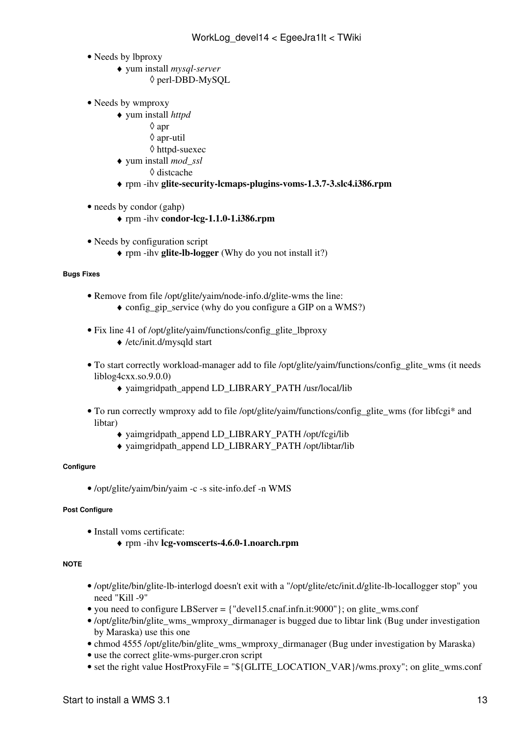- Needs by lbproxy
    - yum install *mysql-server*
        - perl-DBD-MySQL
- Needs by wmproxy
    - yum install *httpd*
        - apr
        - apr-util
        - httpd-suexec
    - yum install *mod_ssl*
        - distcache
    - rpm -ihv **glite-security-lcmaps-plugins-voms-1.3.7-3.slc4.i386.rpm**
- needs by condor (gahp)
    - rpm -ihv **condor-lcg-1.1.0-1.i386.rpm**
- Needs by configuration script
    - rpm -ihv **glite-lb-logger** (Why do you not install it?)

#### Bugs Fixes

- Remove from file /opt/glite/yaim/node-info.d/glite-wms the line:
    - config_gip_service (why do you configure a GIP on a WMS?)
- Fix line 41 of /opt/glite/yaim/functions/config_glite_lbproxy
    - /etc/init.d/mysqld start
- To start correctly workload-manager add to file /opt/glite/yaim/functions/config_glite_wms (it needs liblog4cxx.so.9.0.0)
    - yaimgridpath_append LD_LIBRARY_PATH /usr/local/lib
- To run correctly wmproxy add to file /opt/glite/yaim/functions/config_glite_wms (for libfcgi* and libtar)
    - yaimgridpath_append LD_LIBRARY_PATH /opt/fcgi/lib
    - yaimgridpath_append LD_LIBRARY_PATH /opt/libtar/lib

#### Configure

- /opt/glite/yaim/bin/yaim -c -s site-info.def -n WMS

#### Post Configure

- Install voms certificate:
    - rpm -ihv **lcg-vomscerts-4.6.0-1.noarch.rpm**

#### NOTE

- /opt/glite/bin/glite-lb-interlogd doesn't exit with a "/opt/glite/etc/init.d/glite-lb-locallogger stop" you need "Kill -9"
- you need to configure LBServer = {"devel15.cnaf.infn.it:9000"}; on glite_wms.conf
- /opt/glite/bin/glite_wms_wmproxy_dirmanager is bugged due to libtar link (Bug under investigation by Maraska) use this one
- chmod 4555 /opt/glite/bin/glite_wms_wmproxy_dirmanager (Bug under investigation by Maraska)
- use the correct glite-wms-purger.cron script
- set the right value HostProxyFile = "${GLITE_LOCATION_VAR}/wms.proxy"; on glite_wms.conf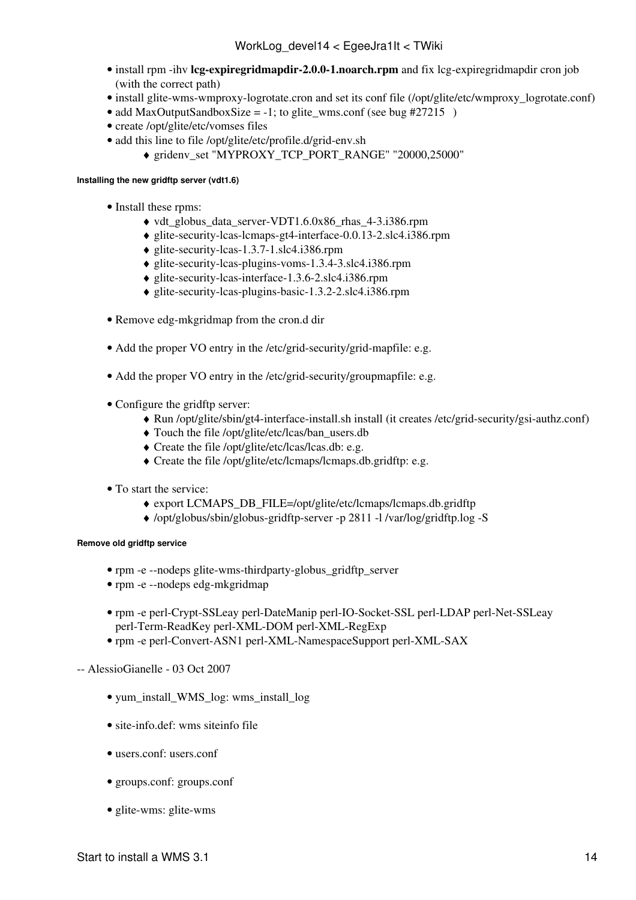- install rpm -ihv **lcg-expiregridmapdir-2.0.0-1.noarch.rpm** and fix lcg-expiregridmapdir cron job (with the correct path)
- install glite-wms-wmproxy-logrotate.cron and set its conf file (/opt/glite/etc/wmproxy_logrotate.conf)
- add MaxOutputSandboxSize = -1; to glite_wms.conf (see bug #27215 )
- create /opt/glite/etc/vomses files
- add this line to file /opt/glite/etc/profile.d/grid-env.sh
    - gridenv_set "MYPROXY_TCP_PORT_RANGE" "20000,25000"

###### Installing the new gridftp server (vdt1.6)

- Install these rpms:
    - vdt_globus_data_server-VDT1.6.0x86_rhas_4-3.i386.rpm
    - glite-security-lcas-lcmaps-gt4-interface-0.0.13-2.slc4.i386.rpm
    - glite-security-lcas-1.3.7-1.slc4.i386.rpm
    - glite-security-lcas-plugins-voms-1.3.4-3.slc4.i386.rpm
    - glite-security-lcas-interface-1.3.6-2.slc4.i386.rpm
    - glite-security-lcas-plugins-basic-1.3.2-2.slc4.i386.rpm

- Remove edg-mkgridmap from the cron.d dir

- Add the proper VO entry in the /etc/grid-security/grid-mapfile: e.g.

- Add the proper VO entry in the /etc/grid-security/groupmapfile: e.g.

- Configure the gridftp server:
    - Run /opt/glite/sbin/gt4-interface-install.sh install (it creates /etc/grid-security/gsi-authz.conf)
    - Touch the file /opt/glite/etc/lcas/ban_users.db
    - Create the file /opt/glite/etc/lcas/lcas.db: e.g.
    - Create the file /opt/glite/etc/lcmaps/lcmaps.db.gridftp: e.g.

- To start the service:
    - export LCMAPS_DB_FILE=/opt/glite/etc/lcmaps/lcmaps.db.gridftp
    - /opt/globus/sbin/globus-gridftp-server -p 2811 -l /var/log/gridftp.log -S

###### Remove old gridftp service

- rpm -e --nodeps glite-wms-thirdparty-globus_gridftp_server
- rpm -e --nodeps edg-mkgridmap

- rpm -e perl-Crypt-SSLeay perl-DateManip perl-IO-Socket-SSL perl-LDAP perl-Net-SSLeay perl-Term-ReadKey perl-XML-DOM perl-XML-RegExp
- rpm -e perl-Convert-ASN1 perl-XML-NamespaceSupport perl-XML-SAX

-- AlessioGianelle - 03 Oct 2007

- yum_install_WMS_log: wms_install_log

- site-info.def: wms siteinfo file

- users.conf: users.conf

- groups.conf: groups.conf

- glite-wms: glite-wms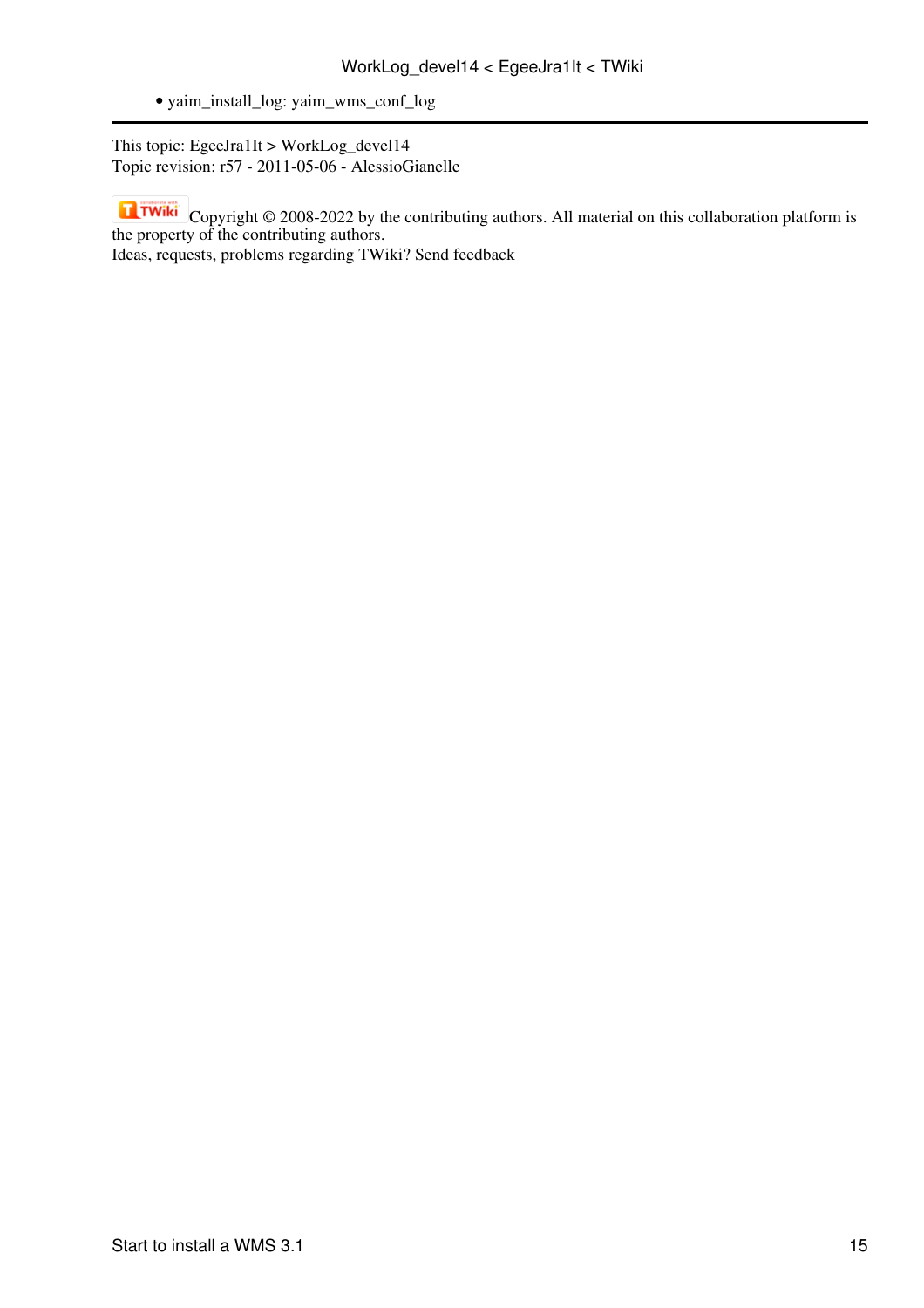- yaim_install_log: yaim_wms_conf_log

---

This topic: EgeeJra1It > WorkLog_devel14
Topic revision: r57 - 2011-05-06 - AlessioGianelle

Copyright © 2008-2022 by the contributing authors. All material on this collaboration platform is the property of the contributing authors.
Ideas, requests, problems regarding TWiki? Send feedback